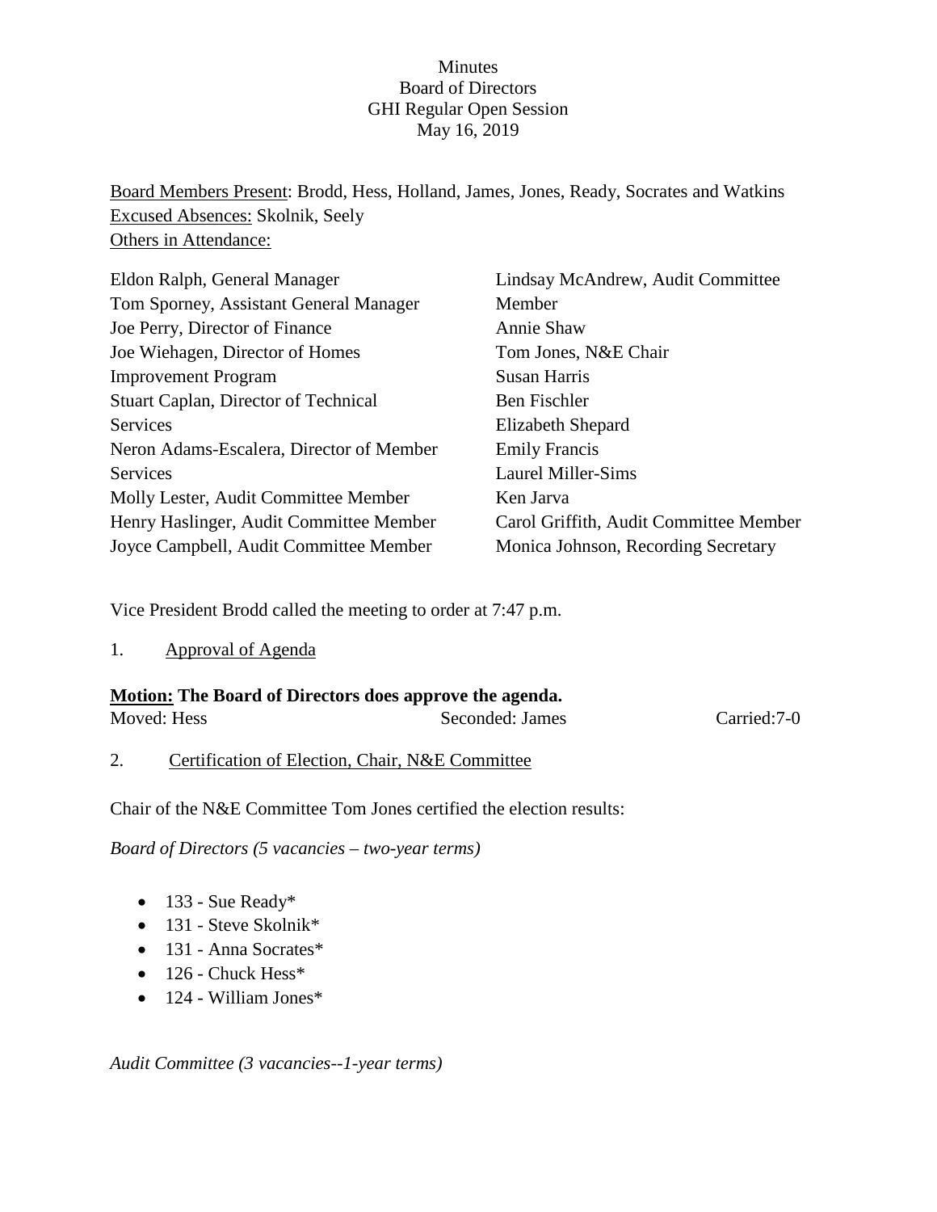Minutes
Board of Directors
GHI Regular Open Session
May 16, 2019

Board Members Present: Brodd, Hess, Holland, James, Jones, Ready, Socrates and Watkins
Excused Absences: Skolnik, Seely
Others in Attendance:

Eldon Ralph, General Manager
Tom Sporney, Assistant General Manager
Joe Perry, Director of Finance
Joe Wiehagen, Director of Homes Improvement Program
Stuart Caplan, Director of Technical Services
Neron Adams-Escalera, Director of Member Services
Molly Lester, Audit Committee Member
Henry Haslinger, Audit Committee Member
Joyce Campbell, Audit Committee Member
Lindsay McAndrew, Audit Committee Member
Annie Shaw
Tom Jones, N&E Chair
Susan Harris
Ben Fischler
Elizabeth Shepard
Emily Francis
Laurel Miller-Sims
Ken Jarva
Carol Griffith, Audit Committee Member
Monica Johnson, Recording Secretary

Vice President Brodd called the meeting to order at 7:47 p.m.

1. Approval of Agenda

**Motion: The Board of Directors does approve the agenda.**
Moved: Hess Seconded: James Carried:7-0

2. Certification of Election, Chair, N&E Committee

Chair of the N&E Committee Tom Jones certified the election results:

*Board of Directors (5 vacancies – two-year terms)*

- 133 - Sue Ready*
- 131 - Steve Skolnik*
- 131 - Anna Socrates*
- 126 - Chuck Hess*
- 124 - William Jones*

*Audit Committee (3 vacancies--1-year terms)*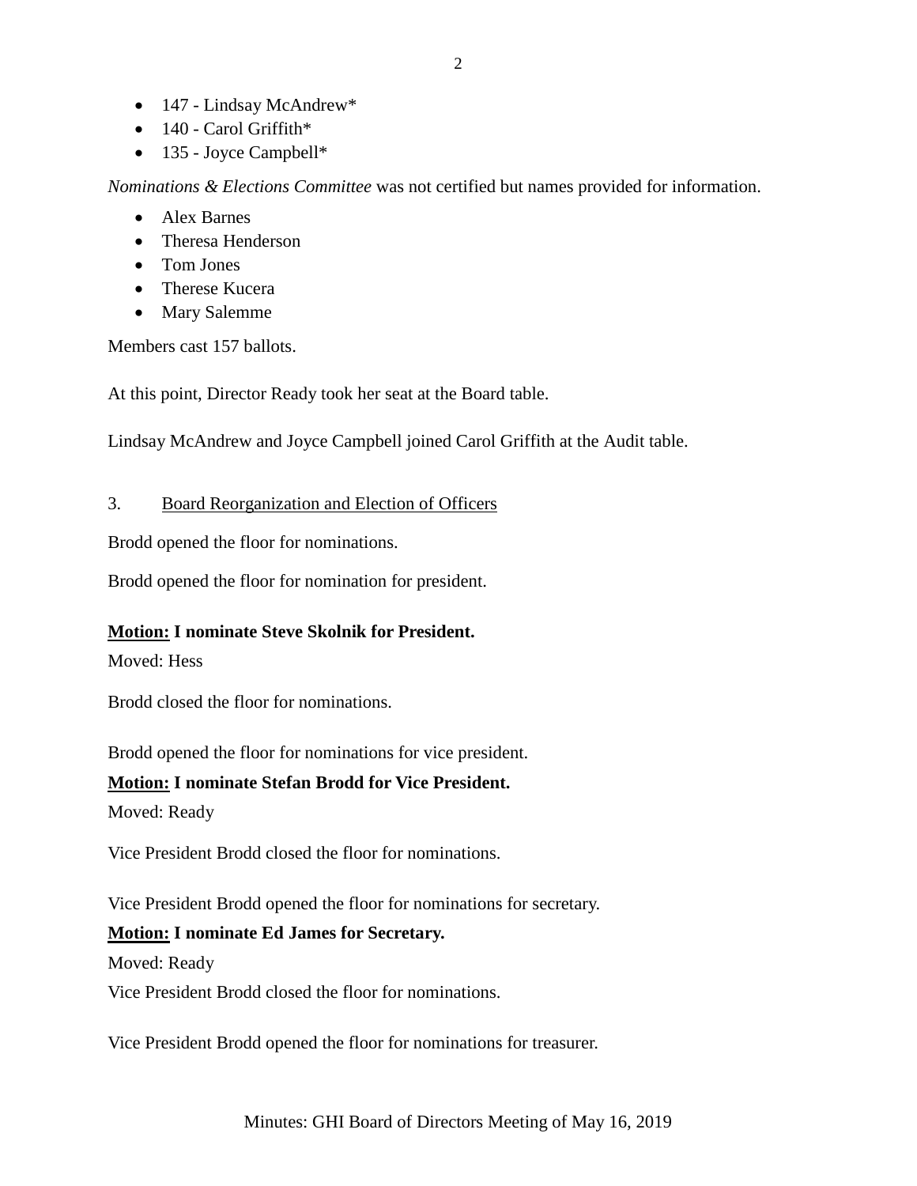- 147 - Lindsay McAndrew*
- 140 - Carol Griffith*
- 135 - Joyce Campbell*

*Nominations & Elections Committee* was not certified but names provided for information.

- Alex Barnes
- Theresa Henderson
- Tom Jones
- Therese Kucera
- Mary Salemme

Members cast 157 ballots.

At this point, Director Ready took her seat at the Board table.

Lindsay McAndrew and Joyce Campbell joined Carol Griffith at the Audit table.

3. Board Reorganization and Election of Officers

Brodd opened the floor for nominations.

Brodd opened the floor for nomination for president.

**Motion: I nominate Steve Skolnik for President.**

Moved: Hess

Brodd closed the floor for nominations.

Brodd opened the floor for nominations for vice president.

**Motion: I nominate Stefan Brodd for Vice President.**

Moved: Ready

Vice President Brodd closed the floor for nominations.

Vice President Brodd opened the floor for nominations for secretary.

**Motion: I nominate Ed James for Secretary.**

Moved: Ready

Vice President Brodd closed the floor for nominations.

Vice President Brodd opened the floor for nominations for treasurer.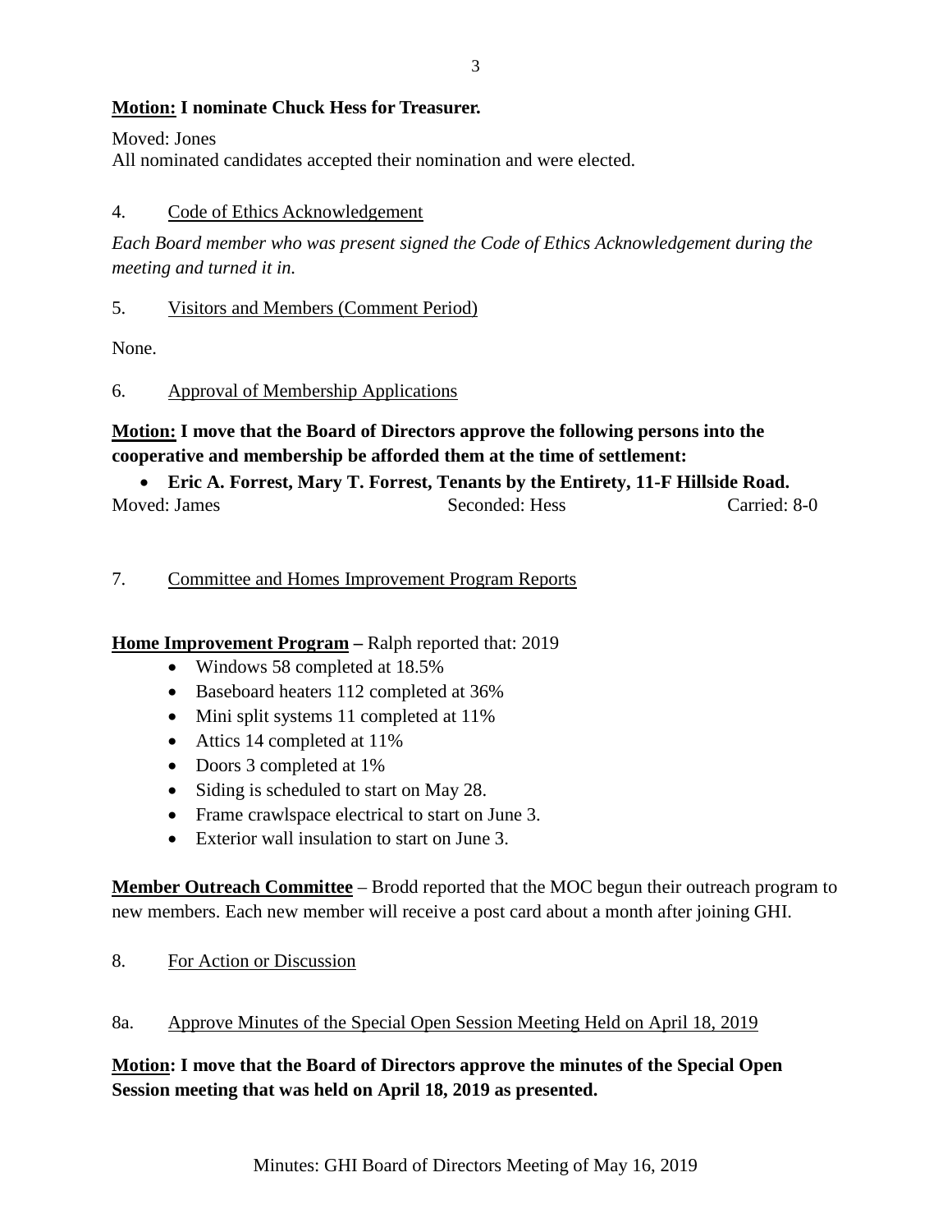**Motion:** **I nominate Chuck Hess for Treasurer.**

Moved: Jones
All nominated candidates accepted their nomination and were elected.

4. Code of Ethics Acknowledgement

*Each Board member who was present signed the Code of Ethics Acknowledgement during the meeting and turned it in.*

5. Visitors and Members (Comment Period)

None.

6. Approval of Membership Applications

**Motion:** **I move that the Board of Directors approve the following persons into the cooperative and membership be afforded them at the time of settlement:**

- **Eric A. Forrest, Mary T. Forrest, Tenants by the Entirety, 11-F Hillside Road.**

Moved: James Seconded: Hess Carried: 8-0

7. Committee and Homes Improvement Program Reports

**Home Improvement Program** – Ralph reported that: 2019

- Windows 58 completed at 18.5%
- Baseboard heaters 112 completed at 36%
- Mini split systems 11 completed at 11%
- Attics 14 completed at 11%
- Doors 3 completed at 1%
- Siding is scheduled to start on May 28.
- Frame crawlspace electrical to start on June 3.
- Exterior wall insulation to start on June 3.

**Member Outreach Committee** – Brodd reported that the MOC begun their outreach program to new members. Each new member will receive a post card about a month after joining GHI.

8. For Action or Discussion

8a. Approve Minutes of the Special Open Session Meeting Held on April 18, 2019

**Motion:** **I move that the Board of Directors approve the minutes of the Special Open Session meeting that was held on April 18, 2019 as presented.**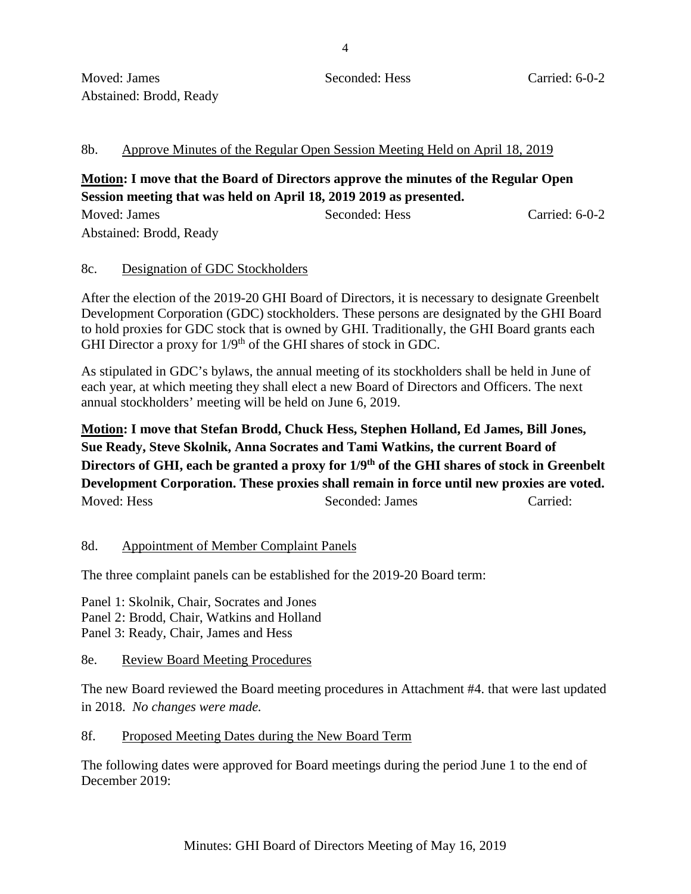Moved: James　　　　　　　　Seconded: Hess　　　　　　　　Carried: 6-0-2
Abstained: Brodd, Ready

8b. Approve Minutes of the Regular Open Session Meeting Held on April 18, 2019

**Motion: I move that the Board of Directors approve the minutes of the Regular Open Session meeting that was held on April 18, 2019 2019 as presented.**

Moved: James　　　　　　　　Seconded: Hess　　　　　　　　Carried: 6-0-2
Abstained: Brodd, Ready

8c. Designation of GDC Stockholders

After the election of the 2019-20 GHI Board of Directors, it is necessary to designate Greenbelt Development Corporation (GDC) stockholders. These persons are designated by the GHI Board to hold proxies for GDC stock that is owned by GHI. Traditionally, the GHI Board grants each GHI Director a proxy for 1/9th of the GHI shares of stock in GDC.

As stipulated in GDC's bylaws, the annual meeting of its stockholders shall be held in June of each year, at which meeting they shall elect a new Board of Directors and Officers. The next annual stockholders' meeting will be held on June 6, 2019.

**Motion: I move that Stefan Brodd, Chuck Hess, Stephen Holland, Ed James, Bill Jones, Sue Ready, Steve Skolnik, Anna Socrates and Tami Watkins, the current Board of Directors of GHI, each be granted a proxy for 1/9th of the GHI shares of stock in Greenbelt Development Corporation. These proxies shall remain in force until new proxies are voted.**

Moved: Hess　　　　　　　　Seconded: James　　　　　　　　Carried:

8d. Appointment of Member Complaint Panels

The three complaint panels can be established for the 2019-20 Board term:

Panel 1: Skolnik, Chair, Socrates and Jones
Panel 2: Brodd, Chair, Watkins and Holland
Panel 3: Ready, Chair, James and Hess

8e. Review Board Meeting Procedures

The new Board reviewed the Board meeting procedures in Attachment #4. that were last updated in 2018. *No changes were made.*

8f. Proposed Meeting Dates during the New Board Term

The following dates were approved for Board meetings during the period June 1 to the end of December 2019: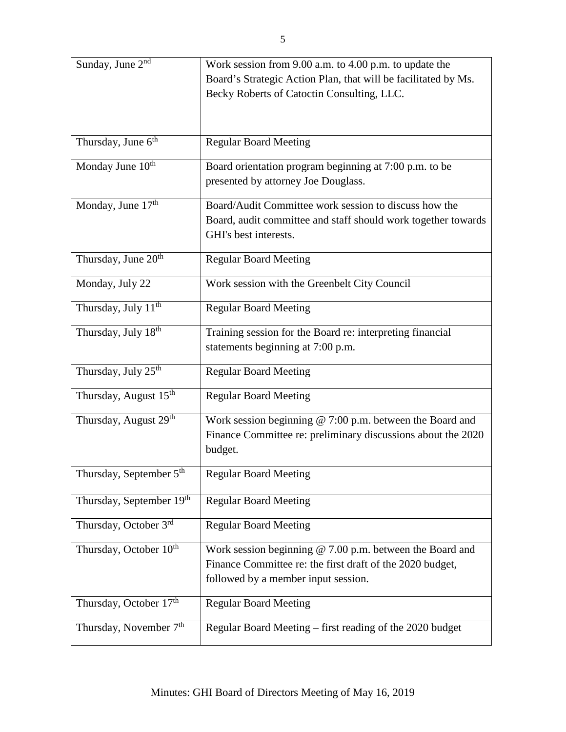| Sunday, June 2nd | Work session from 9.00 a.m. to 4.00 p.m. to update the Board's Strategic Action Plan, that will be facilitated by Ms. Becky Roberts of Catoctin Consulting, LLC. |
|---|---|
| Thursday, June 6th | Regular Board Meeting |
| Monday June 10th | Board orientation program beginning at 7:00 p.m. to be presented by attorney Joe Douglass. |
| Monday, June 17th | Board/Audit Committee work session to discuss how the Board, audit committee and staff should work together towards GHI's best interests. |
| Thursday, June 20th | Regular Board Meeting |
| Monday, July 22 | Work session with the Greenbelt City Council |
| Thursday, July 11th | Regular Board Meeting |
| Thursday, July 18th | Training session for the Board re: interpreting financial statements beginning at 7:00 p.m. |
| Thursday, July 25th | Regular Board Meeting |
| Thursday, August 15th | Regular Board Meeting |
| Thursday, August 29th | Work session beginning @ 7:00 p.m. between the Board and Finance Committee re: preliminary discussions about the 2020 budget. |
| Thursday, September 5th | Regular Board Meeting |
| Thursday, September 19th | Regular Board Meeting |
| Thursday, October 3rd | Regular Board Meeting |
| Thursday, October 10th | Work session beginning @ 7.00 p.m. between the Board and Finance Committee re: the first draft of the 2020 budget, followed by a member input session. |
| Thursday, October 17th | Regular Board Meeting |
| Thursday, November 7th | Regular Board Meeting – first reading of the 2020 budget |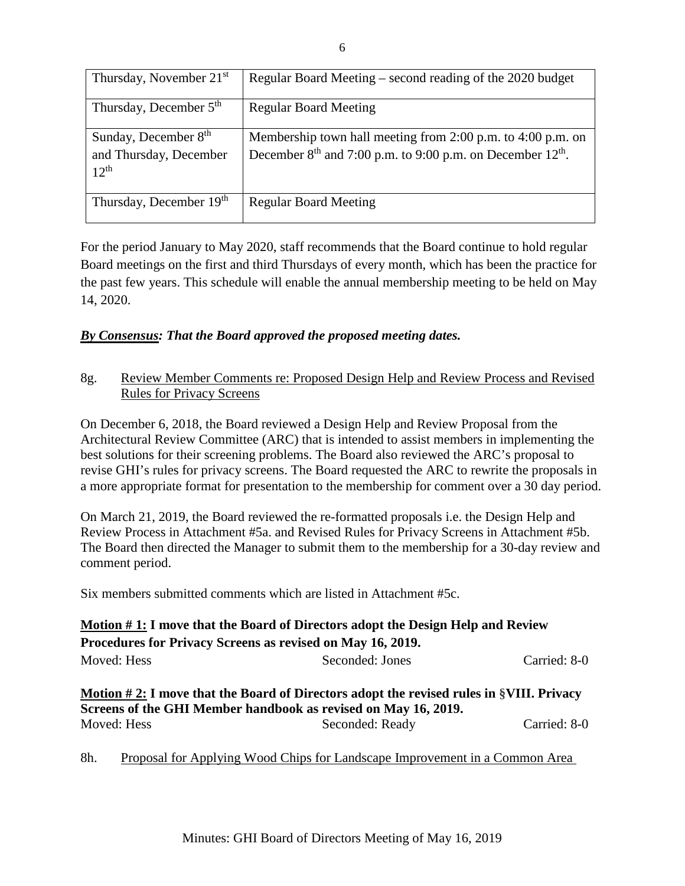| Thursday, November 21st | Regular Board Meeting – second reading of the 2020 budget |
|---|---|
| Thursday, December 5th | Regular Board Meeting |
| Sunday, December 8th and Thursday, December 12th | Membership town hall meeting from 2:00 p.m. to 4:00 p.m. on December 8th and 7:00 p.m. to 9:00 p.m. on December 12th. |
| Thursday, December 19th | Regular Board Meeting |

For the period January to May 2020, staff recommends that the Board continue to hold regular Board meetings on the first and third Thursdays of every month, which has been the practice for the past few years. This schedule will enable the annual membership meeting to be held on May 14, 2020.

***By Consensus: That the Board approved the proposed meeting dates.***

8g. Review Member Comments re: Proposed Design Help and Review Process and Revised Rules for Privacy Screens

On December 6, 2018, the Board reviewed a Design Help and Review Proposal from the Architectural Review Committee (ARC) that is intended to assist members in implementing the best solutions for their screening problems. The Board also reviewed the ARC's proposal to revise GHI's rules for privacy screens. The Board requested the ARC to rewrite the proposals in a more appropriate format for presentation to the membership for comment over a 30 day period.

On March 21, 2019, the Board reviewed the re-formatted proposals i.e. the Design Help and Review Process in Attachment #5a. and Revised Rules for Privacy Screens in Attachment #5b. The Board then directed the Manager to submit them to the membership for a 30-day review and comment period.

Six members submitted comments which are listed in Attachment #5c.

**Motion # 1: I move that the Board of Directors adopt the Design Help and Review Procedures for Privacy Screens as revised on May 16, 2019.**

Moved: Hess Seconded: Jones Carried: 8-0

**Motion # 2: I move that the Board of Directors adopt the revised rules in §VIII. Privacy Screens of the GHI Member handbook as revised on May 16, 2019.**

Moved: Hess Seconded: Ready Carried: 8-0

8h. Proposal for Applying Wood Chips for Landscape Improvement in a Common Area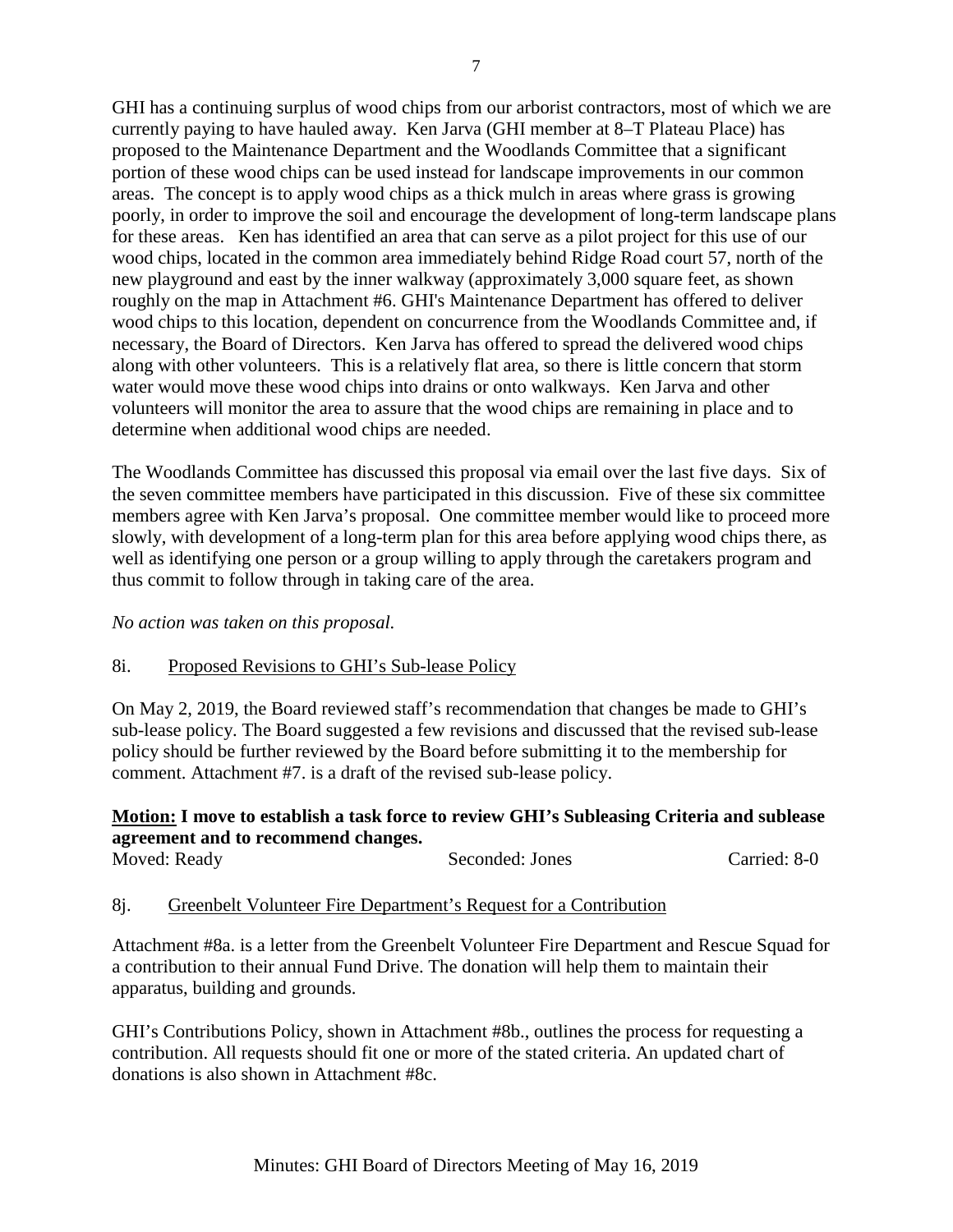GHI has a continuing surplus of wood chips from our arborist contractors, most of which we are currently paying to have hauled away. Ken Jarva (GHI member at 8–T Plateau Place) has proposed to the Maintenance Department and the Woodlands Committee that a significant portion of these wood chips can be used instead for landscape improvements in our common areas. The concept is to apply wood chips as a thick mulch in areas where grass is growing poorly, in order to improve the soil and encourage the development of long-term landscape plans for these areas. Ken has identified an area that can serve as a pilot project for this use of our wood chips, located in the common area immediately behind Ridge Road court 57, north of the new playground and east by the inner walkway (approximately 3,000 square feet, as shown roughly on the map in Attachment #6. GHI's Maintenance Department has offered to deliver wood chips to this location, dependent on concurrence from the Woodlands Committee and, if necessary, the Board of Directors. Ken Jarva has offered to spread the delivered wood chips along with other volunteers. This is a relatively flat area, so there is little concern that storm water would move these wood chips into drains or onto walkways. Ken Jarva and other volunteers will monitor the area to assure that the wood chips are remaining in place and to determine when additional wood chips are needed.

The Woodlands Committee has discussed this proposal via email over the last five days. Six of the seven committee members have participated in this discussion. Five of these six committee members agree with Ken Jarva's proposal. One committee member would like to proceed more slowly, with development of a long-term plan for this area before applying wood chips there, as well as identifying one person or a group willing to apply through the caretakers program and thus commit to follow through in taking care of the area.

*No action was taken on this proposal.*

8i. Proposed Revisions to GHI's Sub-lease Policy

On May 2, 2019, the Board reviewed staff's recommendation that changes be made to GHI's sub-lease policy. The Board suggested a few revisions and discussed that the revised sub-lease policy should be further reviewed by the Board before submitting it to the membership for comment. Attachment #7. is a draft of the revised sub-lease policy.

**Motion: I move to establish a task force to review GHI's Subleasing Criteria and sublease agreement and to recommend changes.**

Moved: Ready Seconded: Jones Carried: 8-0

8j. Greenbelt Volunteer Fire Department's Request for a Contribution

Attachment #8a. is a letter from the Greenbelt Volunteer Fire Department and Rescue Squad for a contribution to their annual Fund Drive. The donation will help them to maintain their apparatus, building and grounds.

GHI's Contributions Policy, shown in Attachment #8b., outlines the process for requesting a contribution. All requests should fit one or more of the stated criteria. An updated chart of donations is also shown in Attachment #8c.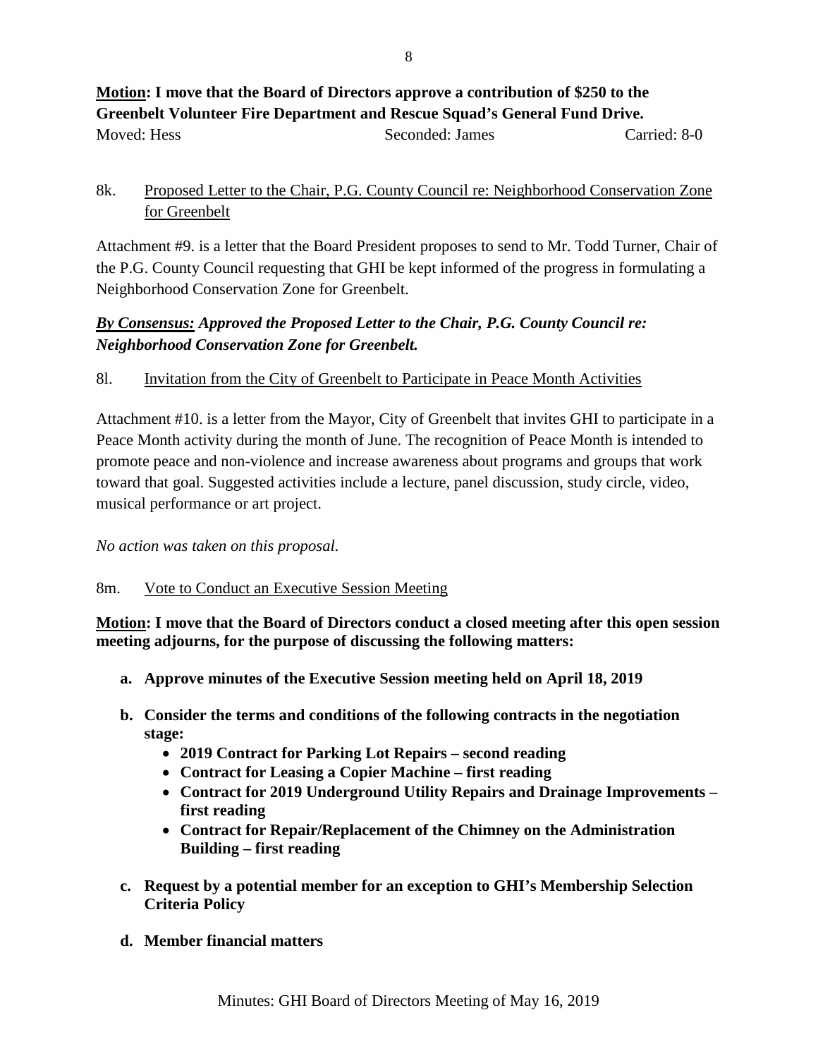**<u>Motion</u>: I move that the Board of Directors approve a contribution of $250 to the Greenbelt Volunteer Fire Department and Rescue Squad's General Fund Drive.**

Moved: Hess Seconded: James Carried: 8-0

8k. <u>Proposed Letter to the Chair, P.G. County Council re: Neighborhood Conservation Zone for Greenbelt</u>

Attachment #9. is a letter that the Board President proposes to send to Mr. Todd Turner, Chair of the P.G. County Council requesting that GHI be kept informed of the progress in formulating a Neighborhood Conservation Zone for Greenbelt.

***<u>By Consensus:</u> Approved the Proposed Letter to the Chair, P.G. County Council re: Neighborhood Conservation Zone for Greenbelt.***

8l. <u>Invitation from the City of Greenbelt to Participate in Peace Month Activities</u>

Attachment #10. is a letter from the Mayor, City of Greenbelt that invites GHI to participate in a Peace Month activity during the month of June. The recognition of Peace Month is intended to promote peace and non-violence and increase awareness about programs and groups that work toward that goal. Suggested activities include a lecture, panel discussion, study circle, video, musical performance or art project.

*No action was taken on this proposal.*

8m. <u>Vote to Conduct an Executive Session Meeting</u>

**<u>Motion</u>: I move that the Board of Directors conduct a closed meeting after this open session meeting adjourns, for the purpose of discussing the following matters:**

- **a. Approve minutes of the Executive Session meeting held on April 18, 2019**
- **b. Consider the terms and conditions of the following contracts in the negotiation stage:**
  - **2019 Contract for Parking Lot Repairs – second reading**
  - **Contract for Leasing a Copier Machine – first reading**
  - **Contract for 2019 Underground Utility Repairs and Drainage Improvements – first reading**
  - **Contract for Repair/Replacement of the Chimney on the Administration Building – first reading**
- **c. Request by a potential member for an exception to GHI's Membership Selection Criteria Policy**
- **d. Member financial matters**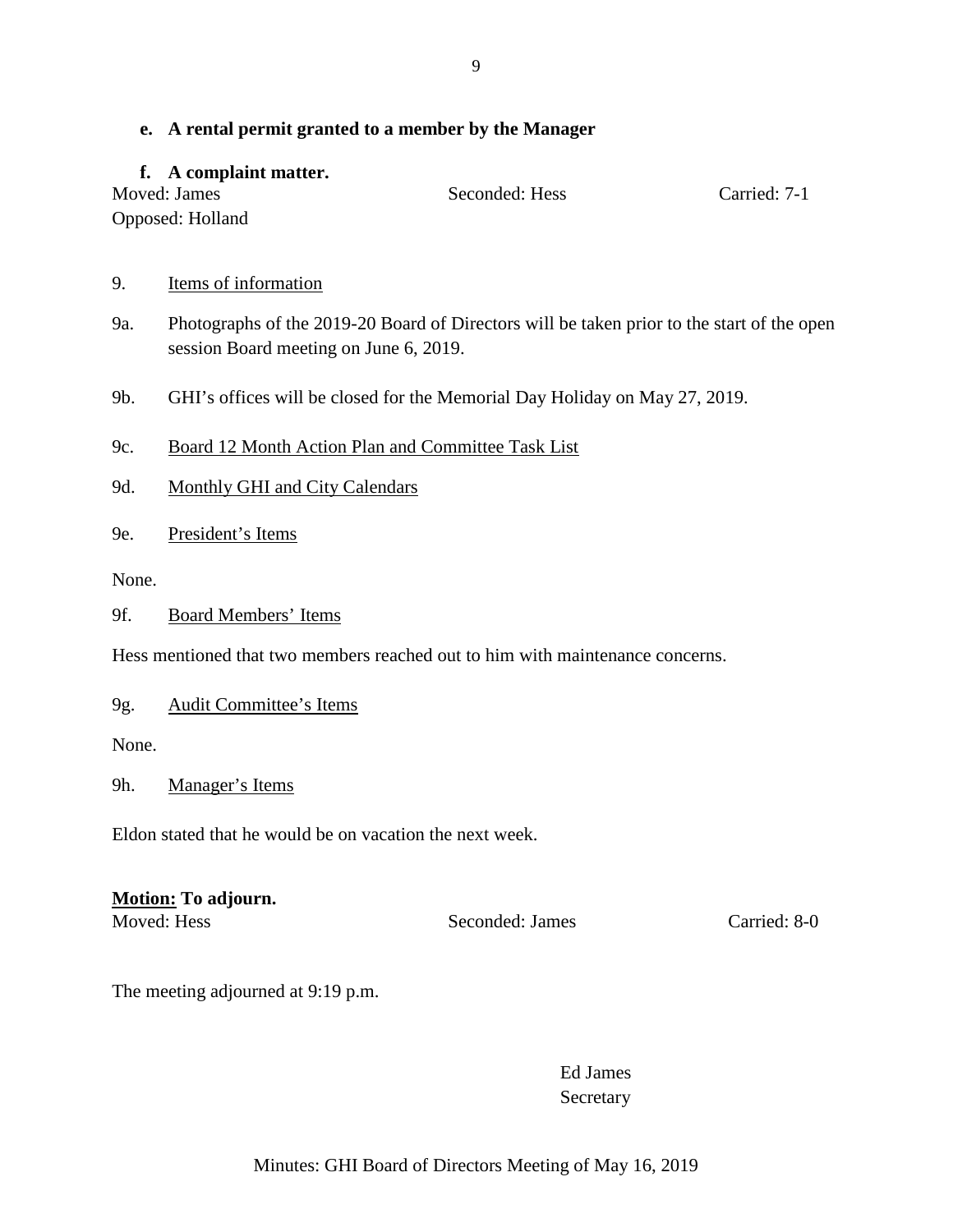**e. A rental permit granted to a member by the Manager**

**f. A complaint matter.**

Moved: James　　　Seconded: Hess　　　Carried: 7-1

Opposed: Holland

9. Items of information

9a. Photographs of the 2019-20 Board of Directors will be taken prior to the start of the open session Board meeting on June 6, 2019.

9b. GHI's offices will be closed for the Memorial Day Holiday on May 27, 2019.

9c. Board 12 Month Action Plan and Committee Task List

9d. Monthly GHI and City Calendars

9e. President's Items

None.

9f. Board Members' Items

Hess mentioned that two members reached out to him with maintenance concerns.

9g. Audit Committee's Items

None.

9h. Manager's Items

Eldon stated that he would be on vacation the next week.

**Motion: To adjourn.**

Moved: Hess　　　Seconded: James　　　Carried: 8-0

The meeting adjourned at 9:19 p.m.

Ed James
Secretary

Minutes: GHI Board of Directors Meeting of May 16, 2019